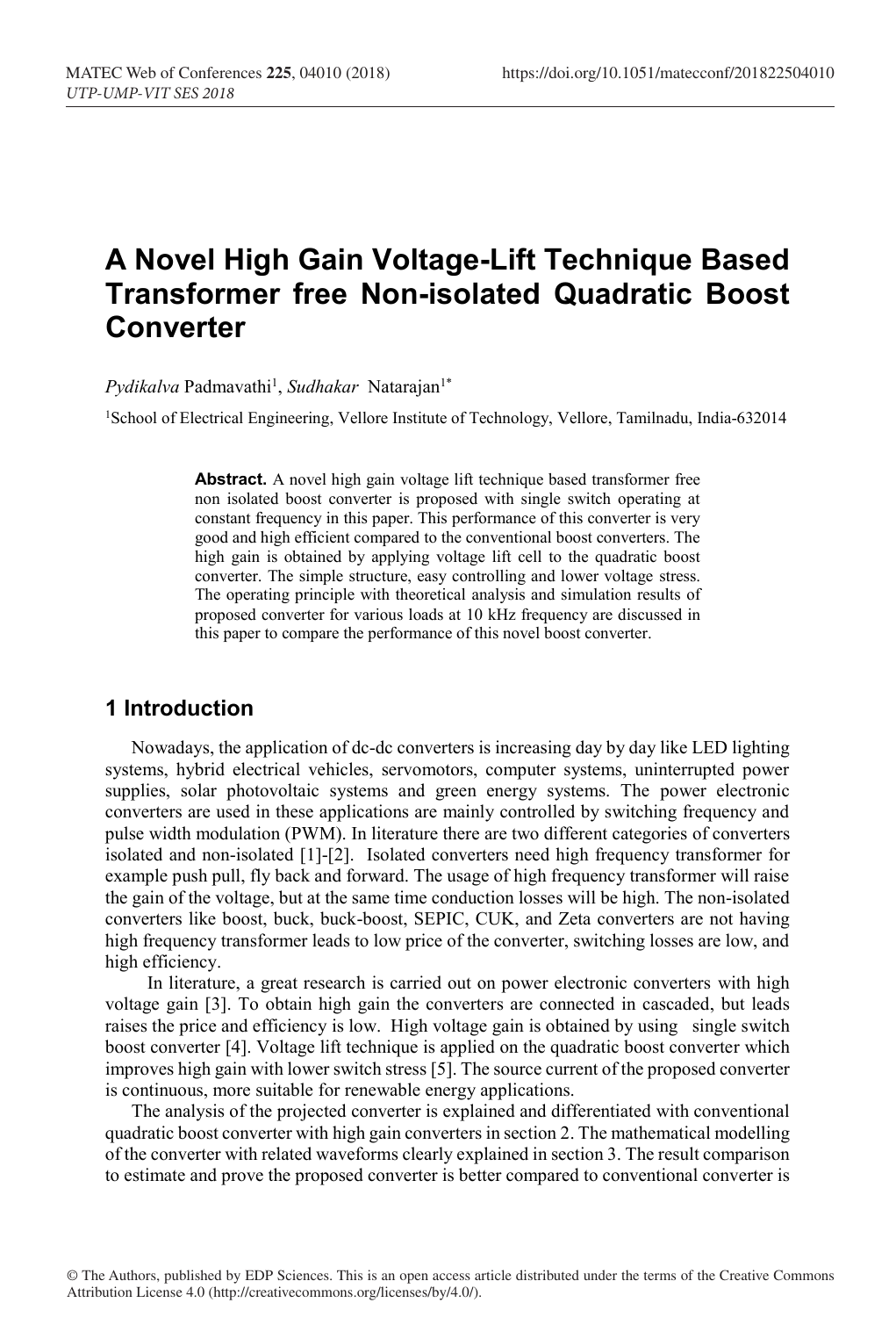# A Novel High Gain Voltage-Lift Technique Based Transformer free Non-isolated Quadratic Boost Converter

*Pydikalva* Padmavathi[1], *Sudhakar* Natarajan[1*]

[1]School of Electrical Engineering, Vellore Institute of Technology, Vellore, Tamilnadu, India-632014

**Abstract.** A novel high gain voltage lift technique based transformer free non isolated boost converter is proposed with single switch operating at constant frequency in this paper. This performance of this converter is very good and high efficient compared to the conventional boost converters. The high gain is obtained by applying voltage lift cell to the quadratic boost converter. The simple structure, easy controlling and lower voltage stress. The operating principle with theoretical analysis and simulation results of proposed converter for various loads at 10 kHz frequency are discussed in this paper to compare the performance of this novel boost converter.

## 1 Introduction

Nowadays, the application of dc-dc converters is increasing day by day like LED lighting systems, hybrid electrical vehicles, servomotors, computer systems, uninterrupted power supplies, solar photovoltaic systems and green energy systems. The power electronic converters are used in these applications are mainly controlled by switching frequency and pulse width modulation (PWM). In literature there are two different categories of converters isolated and non-isolated [1]-[2]. Isolated converters need high frequency transformer for example push pull, fly back and forward. The usage of high frequency transformer will raise the gain of the voltage, but at the same time conduction losses will be high. The non-isolated converters like boost, buck, buck-boost, SEPIC, CUK, and Zeta converters are not having high frequency transformer leads to low price of the converter, switching losses are low, and high efficiency.

In literature, a great research is carried out on power electronic converters with high voltage gain [3]. To obtain high gain the converters are connected in cascaded, but leads raises the price and efficiency is low. High voltage gain is obtained by using single switch boost converter [4]. Voltage lift technique is applied on the quadratic boost converter which improves high gain with lower switch stress [5]. The source current of the proposed converter is continuous, more suitable for renewable energy applications.

The analysis of the projected converter is explained and differentiated with conventional quadratic boost converter with high gain converters in section 2. The mathematical modelling of the converter with related waveforms clearly explained in section 3. The result comparison to estimate and prove the proposed converter is better compared to conventional converter is

© The Authors, published by EDP Sciences. This is an open access article distributed under the terms of the Creative Commons Attribution License 4.0 (http://creativecommons.org/licenses/by/4.0/).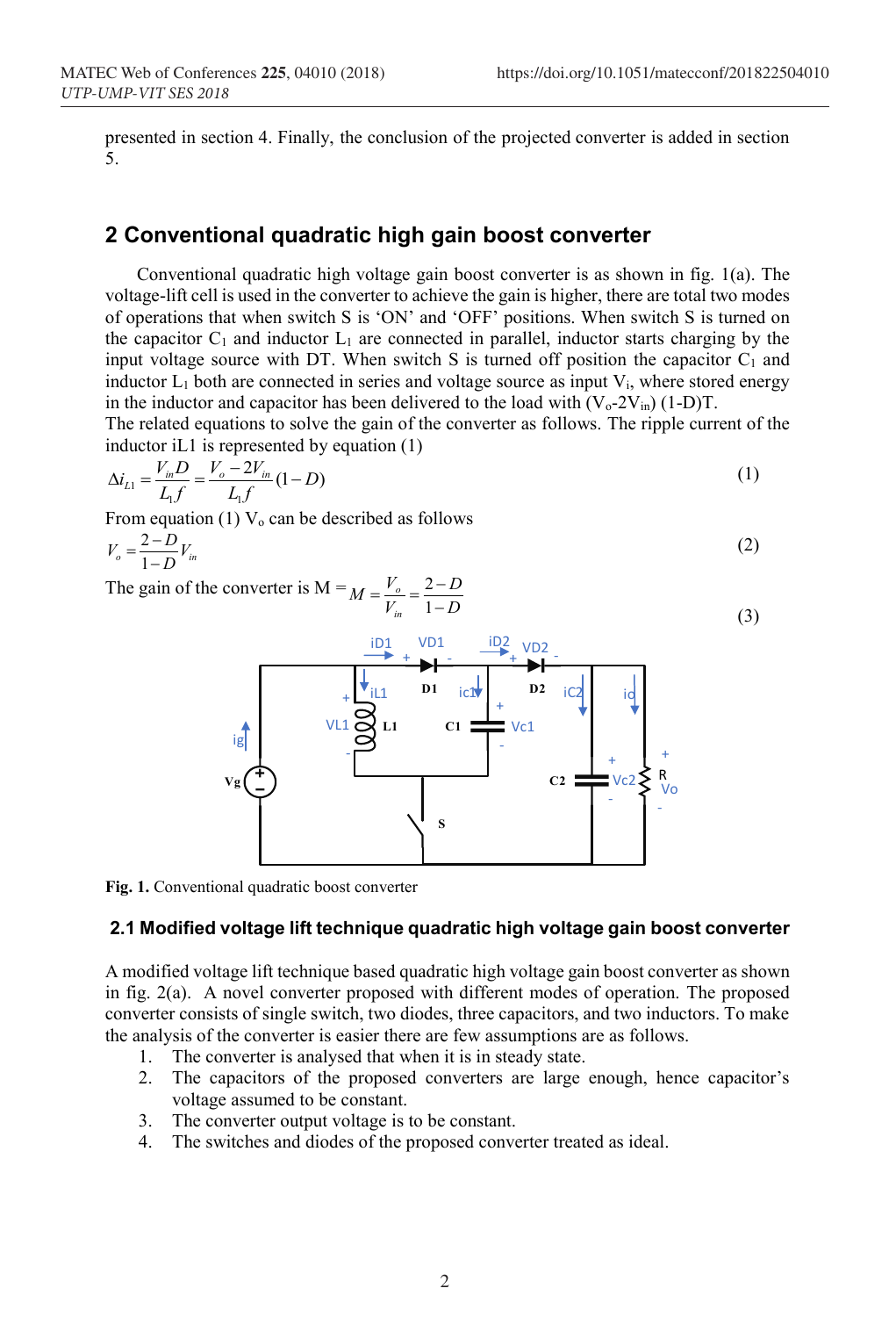presented in section 4. Finally, the conclusion of the projected converter is added in section 5.

## 2 Conventional quadratic high gain boost converter

Conventional quadratic high voltage gain boost converter is as shown in fig. 1(a). The voltage-lift cell is used in the converter to achieve the gain is higher, there are total two modes of operations that when switch S is 'ON' and 'OFF' positions. When switch S is turned on the capacitor $C_1$ and inductor $L_1$ are connected in parallel, inductor starts charging by the input voltage source with DT. When switch S is turned off position the capacitor $C_1$ and inductor $L_1$ both are connected in series and voltage source as input $V_i$, where stored energy in the inductor and capacitor has been delivered to the load with $(V_o\text{-}2V_{in})$ (1-D)T.
The related equations to solve the gain of the converter as follows. The ripple current of the inductor iL1 is represented by equation (1)

$$\Delta i_{L1} = \frac{V_{in}D}{L_1 f} = \frac{V_o - 2V_{in}}{L_1 f}(1-D) \tag{1}$$

From equation (1) $V_o$ can be described as follows

$$V_o = \frac{2-D}{1-D}V_{in} \tag{2}$$

The gain of the converter is M = $M = \frac{V_o}{V_{in}} = \frac{2-D}{1-D}$

$$\tag{3}$$

**Fig. 1.** Conventional quadratic boost converter

### 2.1 Modified voltage lift technique quadratic high voltage gain boost converter

A modified voltage lift technique based quadratic high voltage gain boost converter as shown in fig. 2(a). A novel converter proposed with different modes of operation. The proposed converter consists of single switch, two diodes, three capacitors, and two inductors. To make the analysis of the converter is easier there are few assumptions are as follows.

1. The converter is analysed that when it is in steady state.
2. The capacitors of the proposed converters are large enough, hence capacitor's voltage assumed to be constant.
3. The converter output voltage is to be constant.
4. The switches and diodes of the proposed converter treated as ideal.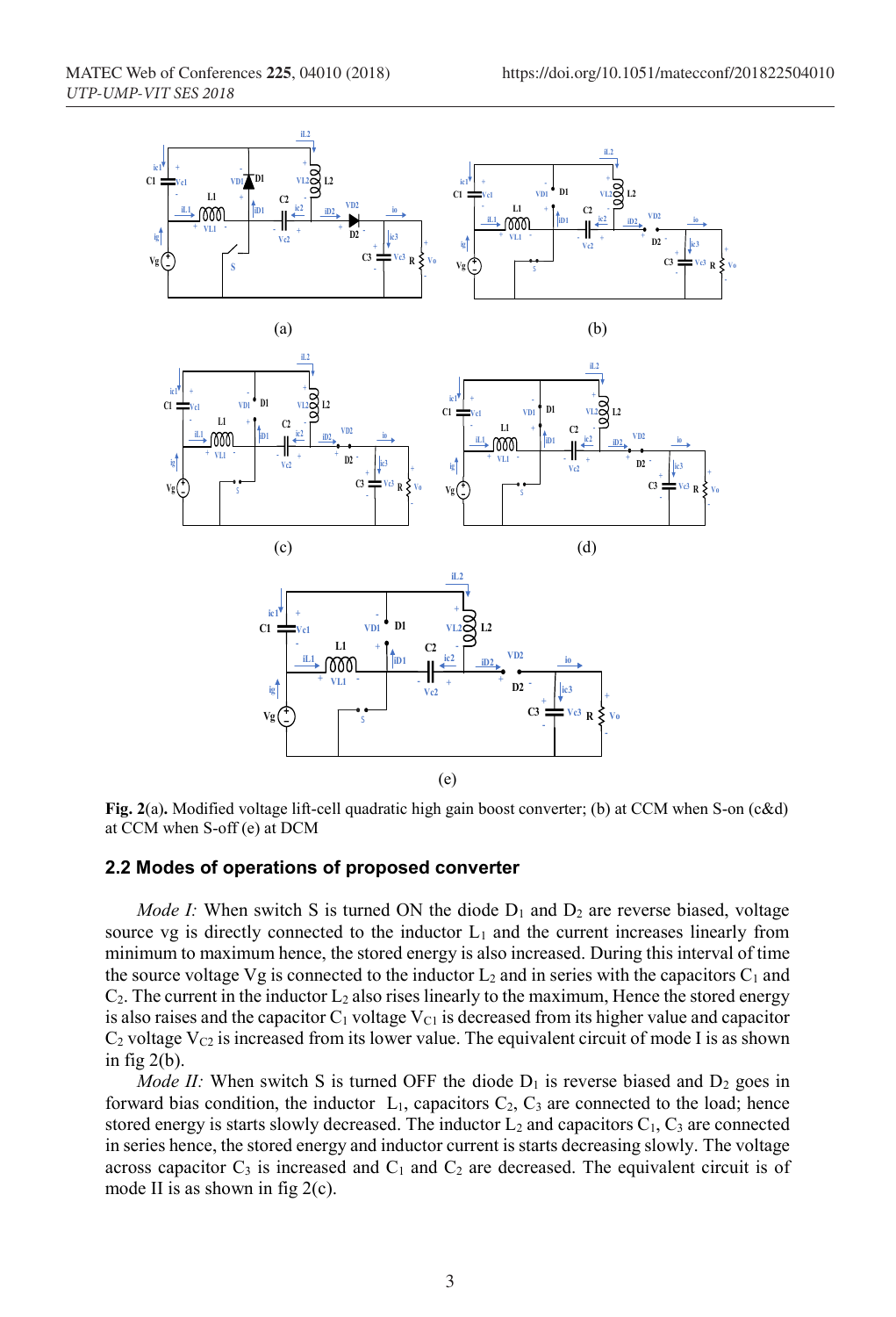**Fig. 2**(a)**.** Modified voltage lift-cell quadratic high gain boost converter; (b) at CCM when S-on (c&d) at CCM when S-off (e) at DCM

### 2.2 Modes of operations of proposed converter

*Mode I:* When switch S is turned ON the diode $D_1$ and $D_2$ are reverse biased, voltage source vg is directly connected to the inductor $L_1$ and the current increases linearly from minimum to maximum hence, the stored energy is also increased. During this interval of time the source voltage Vg is connected to the inductor $L_2$ and in series with the capacitors $C_1$ and $C_2$. The current in the inductor $L_2$ also rises linearly to the maximum, Hence the stored energy is also raises and the capacitor $C_1$ voltage $V_{C1}$ is decreased from its higher value and capacitor $C_2$ voltage $V_{C2}$ is increased from its lower value. The equivalent circuit of mode I is as shown in fig 2(b).

*Mode II:* When switch S is turned OFF the diode $D_1$ is reverse biased and $D_2$ goes in forward bias condition, the inductor $L_1$, capacitors $C_2$, $C_3$ are connected to the load; hence stored energy is starts slowly decreased. The inductor $L_2$ and capacitors $C_1$, $C_3$ are connected in series hence, the stored energy and inductor current is starts decreasing slowly. The voltage across capacitor $C_3$ is increased and $C_1$ and $C_2$ are decreased. The equivalent circuit is of mode II is as shown in fig 2(c).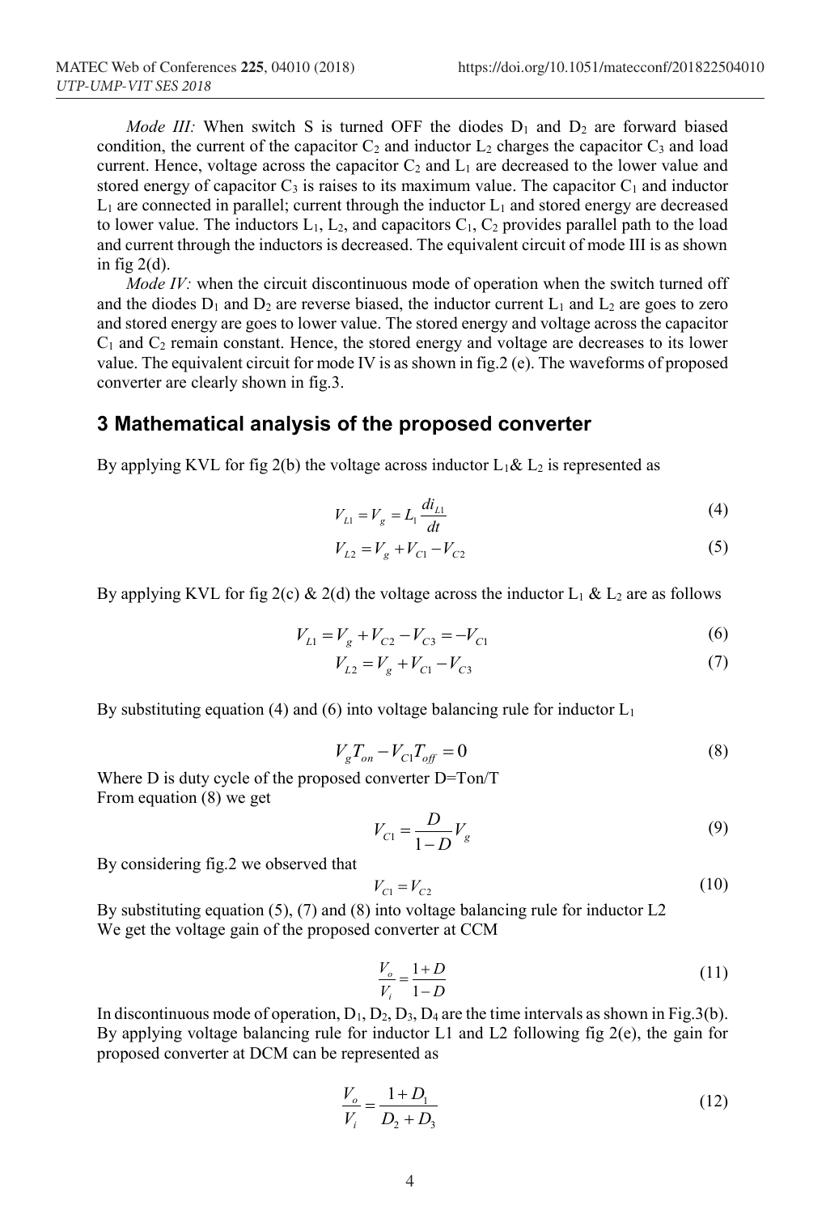*Mode III:* When switch S is turned OFF the diodes $D_1$ and $D_2$ are forward biased condition, the current of the capacitor $C_2$ and inductor $L_2$ charges the capacitor $C_3$ and load current. Hence, voltage across the capacitor $C_2$ and $L_1$ are decreased to the lower value and stored energy of capacitor $C_3$ is raises to its maximum value. The capacitor $C_1$ and inductor $L_1$ are connected in parallel; current through the inductor $L_1$ and stored energy are decreased to lower value. The inductors $L_1$, $L_2$, and capacitors $C_1$, $C_2$ provides parallel path to the load and current through the inductors is decreased. The equivalent circuit of mode III is as shown in fig 2(d).

*Mode IV:* when the circuit discontinuous mode of operation when the switch turned off and the diodes $D_1$ and $D_2$ are reverse biased, the inductor current $L_1$ and $L_2$ are goes to zero and stored energy are goes to lower value. The stored energy and voltage across the capacitor $C_1$ and $C_2$ remain constant. Hence, the stored energy and voltage are decreases to its lower value. The equivalent circuit for mode IV is as shown in fig.2 (e). The waveforms of proposed converter are clearly shown in fig.3.

## 3 Mathematical analysis of the proposed converter

By applying KVL for fig 2(b) the voltage across inductor $L_1$& $L_2$ is represented as

$$V_{L1} = V_g = L_1 \frac{di_{L1}}{dt} \tag{4}$$

$$V_{L2} = V_g + V_{C1} - V_{C2} \tag{5}$$

By applying KVL for fig 2(c) & 2(d) the voltage across the inductor $L_1$ & $L_2$ are as follows

$$V_{L1} = V_g + V_{C2} - V_{C3} = -V_{C1} \tag{6}$$

$$V_{L2} = V_g + V_{C1} - V_{C3} \tag{7}$$

By substituting equation (4) and (6) into voltage balancing rule for inductor $L_1$

$$V_g T_{on} - V_{C1} T_{off} = 0 \tag{8}$$

Where D is duty cycle of the proposed converter D=Ton/T
From equation (8) we get

$$V_{C1} = \frac{D}{1-D} V_g \tag{9}$$

By considering fig.2 we observed that

$$V_{C1} = V_{C2} \tag{10}$$

By substituting equation (5), (7) and (8) into voltage balancing rule for inductor L2
We get the voltage gain of the proposed converter at CCM

$$\frac{V_o}{V_i} = \frac{1+D}{1-D} \tag{11}$$

In discontinuous mode of operation, $D_1$, $D_2$, $D_3$, $D_4$ are the time intervals as shown in Fig.3(b). By applying voltage balancing rule for inductor L1 and L2 following fig 2(e), the gain for proposed converter at DCM can be represented as

$$\frac{V_o}{V_i} = \frac{1+D_1}{D_2 + D_3} \tag{12}$$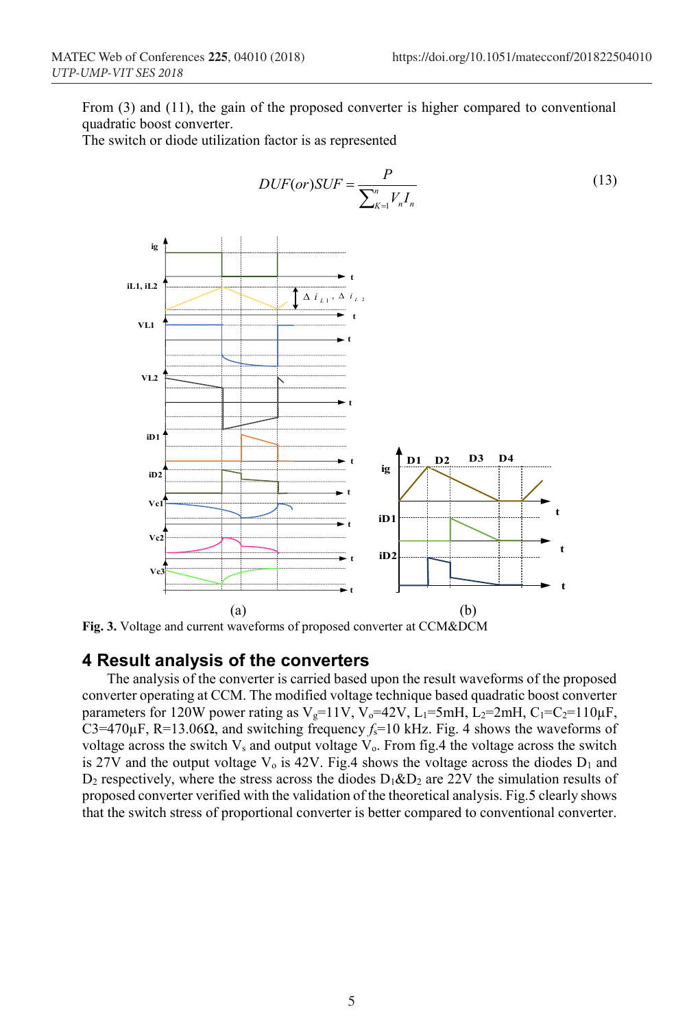From (3) and (11), the gain of the proposed converter is higher compared to conventional quadratic boost converter.
The switch or diode utilization factor is as represented

$$DUF(or)SUF = \frac{P}{\sum_{K=1}^{n} V_n I_n} \tag{13}$$

(a) (b)

**Fig. 3.** Voltage and current waveforms of proposed converter at CCM&DCM

## 4 Result analysis of the converters

The analysis of the converter is carried based upon the result waveforms of the proposed converter operating at CCM. The modified voltage technique based quadratic boost converter parameters for 120W power rating as $V_g$=11V, $V_o$=42V, $L_1$=5mH, $L_2$=2mH, $C_1$=$C_2$=110μF, C3=470μF, R=13.06Ω, and switching frequency $f_s$=10 kHz. Fig. 4 shows the waveforms of voltage across the switch $V_s$ and output voltage $V_o$. From fig.4 the voltage across the switch is 27V and the output voltage $V_o$ is 42V. Fig.4 shows the voltage across the diodes $D_1$ and $D_2$ respectively, where the stress across the diodes $D_1$&$D_2$ are 22V the simulation results of proposed converter verified with the validation of the theoretical analysis. Fig.5 clearly shows that the switch stress of proportional converter is better compared to conventional converter.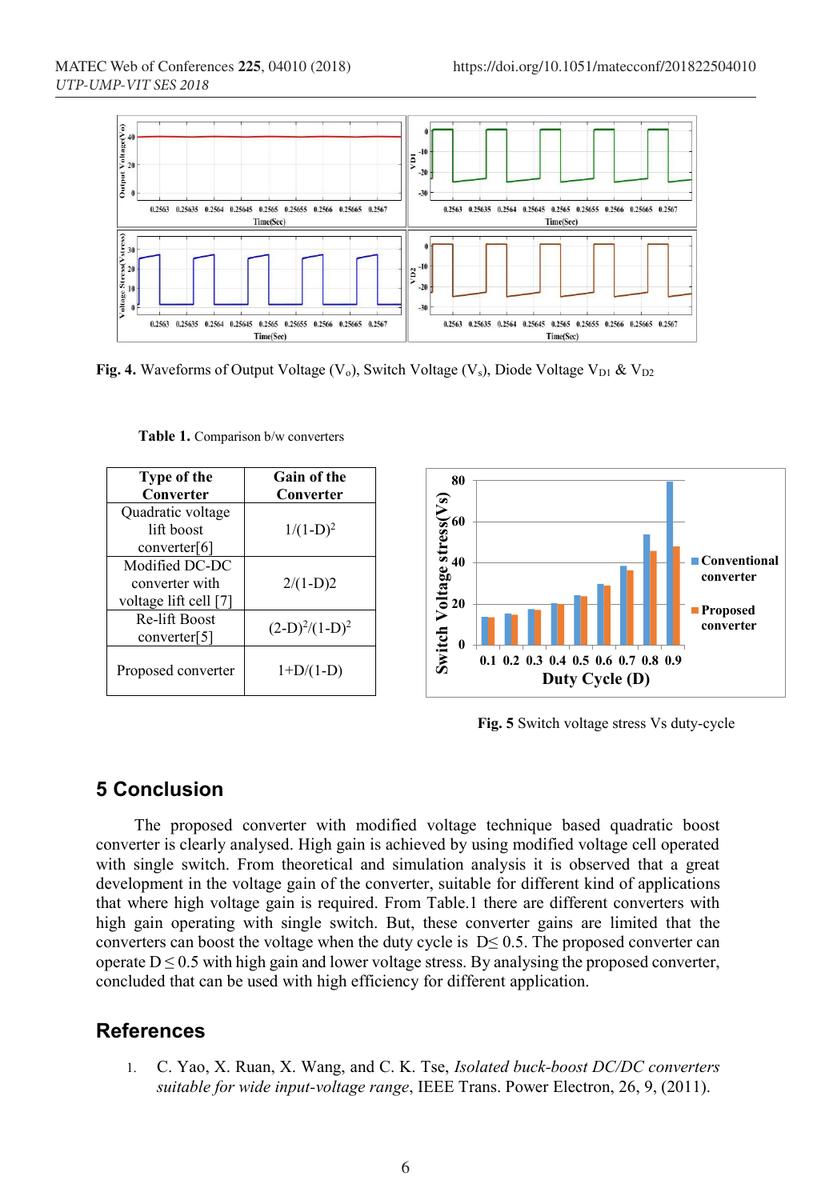**Fig. 4.** Waveforms of Output Voltage ($V_o$), Switch Voltage ($V_s$), Diode Voltage $V_{D1}$ & $V_{D2}$

**Table 1.** Comparison b/w converters

| Type of the Converter | Gain of the Converter |
|---|---|
| Quadratic voltage lift boost converter[6] | $1/(1-D)^2$ |
| Modified DC-DC converter with voltage lift cell [7] | 2/(1-D)2 |
| Re-lift Boost converter[5] | $(2-D)^2/(1-D)^2$ |
| Proposed converter | 1+D/(1-D) |

**Fig. 5** Switch voltage stress Vs duty-cycle

## 5 Conclusion

The proposed converter with modified voltage technique based quadratic boost converter is clearly analysed. High gain is achieved by using modified voltage cell operated with single switch. From theoretical and simulation analysis it is observed that a great development in the voltage gain of the converter, suitable for different kind of applications that where high voltage gain is required. From Table.1 there are different converters with high gain operating with single switch. But, these converter gains are limited that the converters can boost the voltage when the duty cycle is $D \leq 0.5$. The proposed converter can operate $D \leq 0.5$ with high gain and lower voltage stress. By analysing the proposed converter, concluded that can be used with high efficiency for different application.

## References

1. C. Yao, X. Ruan, X. Wang, and C. K. Tse, *Isolated buck-boost DC/DC converters suitable for wide input-voltage range*, IEEE Trans. Power Electron, 26, 9, (2011).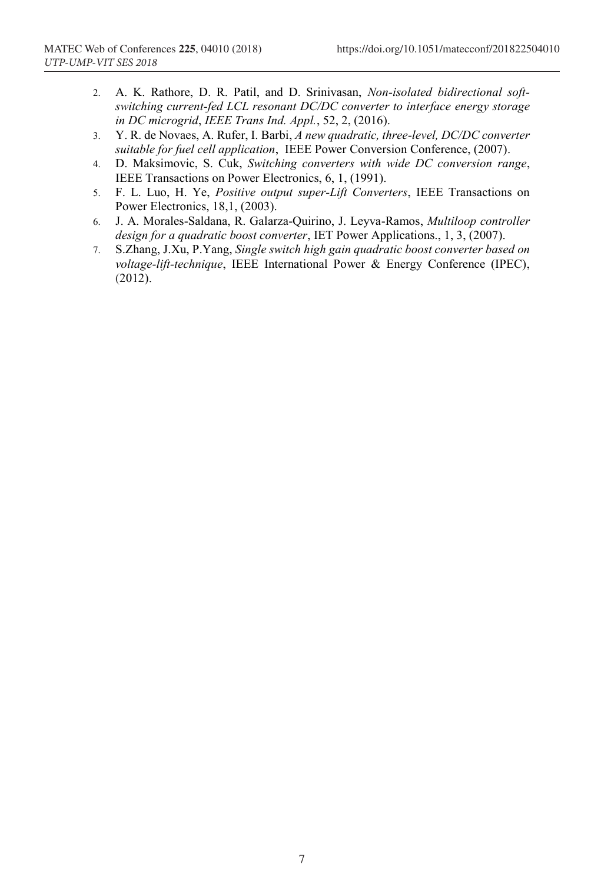2. A. K. Rathore, D. R. Patil, and D. Srinivasan, *Non-isolated bidirectional soft-switching current-fed LCL resonant DC/DC converter to interface energy storage in DC microgrid*, *IEEE Trans Ind. Appl.*, 52, 2, (2016).
3. Y. R. de Novaes, A. Rufer, I. Barbi, *A new quadratic, three-level, DC/DC converter suitable for fuel cell application*, IEEE Power Conversion Conference, (2007).
4. D. Maksimovic, S. Cuk, *Switching converters with wide DC conversion range*, IEEE Transactions on Power Electronics, 6, 1, (1991).
5. F. L. Luo, H. Ye, *Positive output super-Lift Converters*, IEEE Transactions on Power Electronics, 18,1, (2003).
6. J. A. Morales-Saldana, R. Galarza-Quirino, J. Leyva-Ramos, *Multiloop controller design for a quadratic boost converter*, IET Power Applications., 1, 3, (2007).
7. S.Zhang, J.Xu, P.Yang, *Single switch high gain quadratic boost converter based on voltage-lift-technique*, IEEE International Power & Energy Conference (IPEC), (2012).